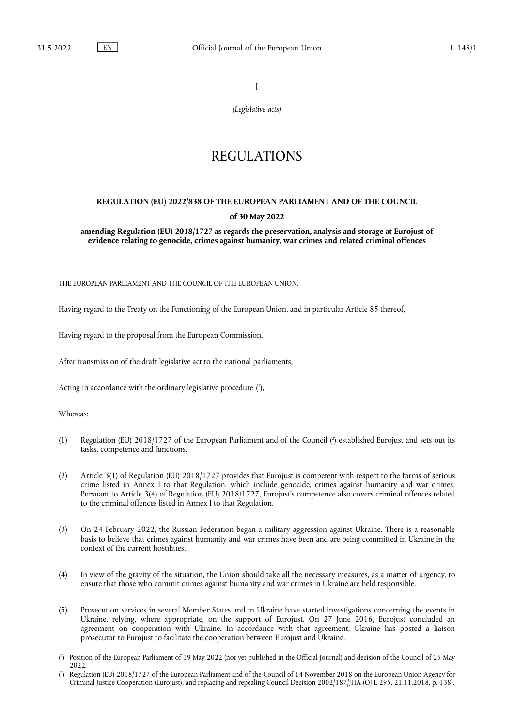I

*(Legislative acts)*

# REGULATIONS

## REGULATION (EU) 2022/838 OF THE EUROPEAN PARLIAMENT AND OF THE COUNCIL

### of 30 May 2022

### amending Regulation (EU) 2018/1727 as regards the preservation, analysis and storage at Eurojust of evidence relating to genocide, crimes against humanity, war crimes and related criminal offences

THE EUROPEAN PARLIAMENT AND THE COUNCIL OF THE EUROPEAN UNION,

Having regard to the Treaty on the Functioning of the European Union, and in particular Article 85 thereof,

Having regard to the proposal from the European Commission,

After transmission of the draft legislative act to the national parliaments,

Acting in accordance with the ordinary legislative procedure ([1]),

Whereas:

(1) Regulation (EU) 2018/1727 of the European Parliament and of the Council ([2]) established Eurojust and sets out its tasks, competence and functions.

(2) Article 3(1) of Regulation (EU) 2018/1727 provides that Eurojust is competent with respect to the forms of serious crime listed in Annex I to that Regulation, which include genocide, crimes against humanity and war crimes. Pursuant to Article 3(4) of Regulation (EU) 2018/1727, Eurojust's competence also covers criminal offences related to the criminal offences listed in Annex I to that Regulation.

(3) On 24 February 2022, the Russian Federation began a military aggression against Ukraine. There is a reasonable basis to believe that crimes against humanity and war crimes have been and are being committed in Ukraine in the context of the current hostilities.

(4) In view of the gravity of the situation, the Union should take all the necessary measures, as a matter of urgency, to ensure that those who commit crimes against humanity and war crimes in Ukraine are held responsible.

(5) Prosecution services in several Member States and in Ukraine have started investigations concerning the events in Ukraine, relying, where appropriate, on the support of Eurojust. On 27 June 2016, Eurojust concluded an agreement on cooperation with Ukraine. In accordance with that agreement, Ukraine has posted a liaison prosecutor to Eurojust to facilitate the cooperation between Eurojust and Ukraine.

---

([1]) Position of the European Parliament of 19 May 2022 (not yet published in the Official Journal) and decision of the Council of 25 May 2022.

([2]) Regulation (EU) 2018/1727 of the European Parliament and of the Council of 14 November 2018 on the European Union Agency for Criminal Justice Cooperation (Eurojust), and replacing and repealing Council Decision 2002/187/JHA (OJ L 295, 21.11.2018, p. 138).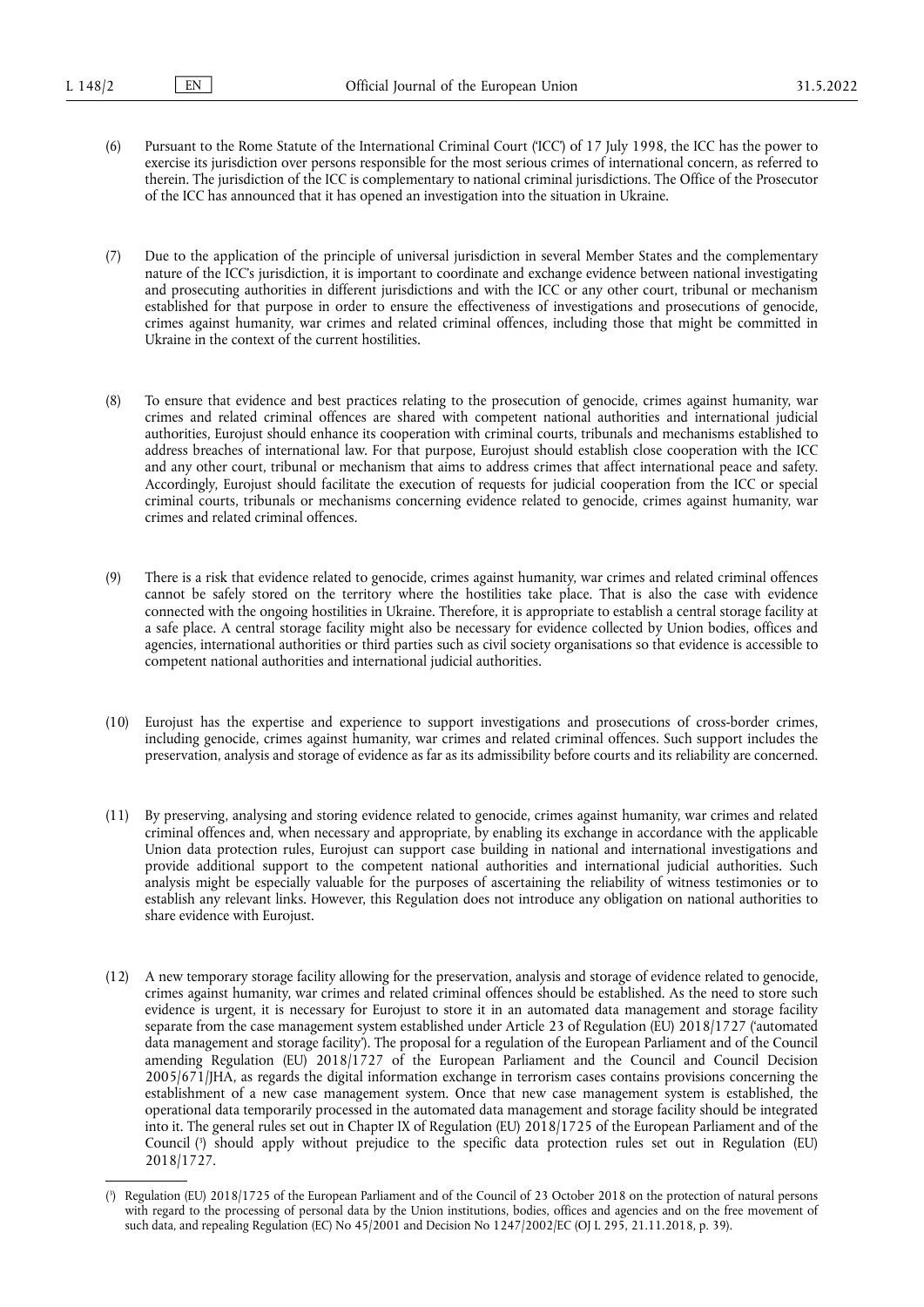(6) Pursuant to the Rome Statute of the International Criminal Court ('ICC') of 17 July 1998, the ICC has the power to exercise its jurisdiction over persons responsible for the most serious crimes of international concern, as referred to therein. The jurisdiction of the ICC is complementary to national criminal jurisdictions. The Office of the Prosecutor of the ICC has announced that it has opened an investigation into the situation in Ukraine.

(7) Due to the application of the principle of universal jurisdiction in several Member States and the complementary nature of the ICC's jurisdiction, it is important to coordinate and exchange evidence between national investigating and prosecuting authorities in different jurisdictions and with the ICC or any other court, tribunal or mechanism established for that purpose in order to ensure the effectiveness of investigations and prosecutions of genocide, crimes against humanity, war crimes and related criminal offences, including those that might be committed in Ukraine in the context of the current hostilities.

(8) To ensure that evidence and best practices relating to the prosecution of genocide, crimes against humanity, war crimes and related criminal offences are shared with competent national authorities and international judicial authorities, Eurojust should enhance its cooperation with criminal courts, tribunals and mechanisms established to address breaches of international law. For that purpose, Eurojust should establish close cooperation with the ICC and any other court, tribunal or mechanism that aims to address crimes that affect international peace and safety. Accordingly, Eurojust should facilitate the execution of requests for judicial cooperation from the ICC or special criminal courts, tribunals or mechanisms concerning evidence related to genocide, crimes against humanity, war crimes and related criminal offences.

(9) There is a risk that evidence related to genocide, crimes against humanity, war crimes and related criminal offences cannot be safely stored on the territory where the hostilities take place. That is also the case with evidence connected with the ongoing hostilities in Ukraine. Therefore, it is appropriate to establish a central storage facility at a safe place. A central storage facility might also be necessary for evidence collected by Union bodies, offices and agencies, international authorities or third parties such as civil society organisations so that evidence is accessible to competent national authorities and international judicial authorities.

(10) Eurojust has the expertise and experience to support investigations and prosecutions of cross-border crimes, including genocide, crimes against humanity, war crimes and related criminal offences. Such support includes the preservation, analysis and storage of evidence as far as its admissibility before courts and its reliability are concerned.

(11) By preserving, analysing and storing evidence related to genocide, crimes against humanity, war crimes and related criminal offences and, when necessary and appropriate, by enabling its exchange in accordance with the applicable Union data protection rules, Eurojust can support case building in national and international investigations and provide additional support to the competent national authorities and international judicial authorities. Such analysis might be especially valuable for the purposes of ascertaining the reliability of witness testimonies or to establish any relevant links. However, this Regulation does not introduce any obligation on national authorities to share evidence with Eurojust.

(12) A new temporary storage facility allowing for the preservation, analysis and storage of evidence related to genocide, crimes against humanity, war crimes and related criminal offences should be established. As the need to store such evidence is urgent, it is necessary for Eurojust to store it in an automated data management and storage facility separate from the case management system established under Article 23 of Regulation (EU) 2018/1727 ('automated data management and storage facility'). The proposal for a regulation of the European Parliament and of the Council amending Regulation (EU) 2018/1727 of the European Parliament and the Council and Council Decision 2005/671/JHA, as regards the digital information exchange in terrorism cases contains provisions concerning the establishment of a new case management system. Once that new case management system is established, the operational data temporarily processed in the automated data management and storage facility should be integrated into it. The general rules set out in Chapter IX of Regulation (EU) 2018/1725 of the European Parliament and of the Council [3] should apply without prejudice to the specific data protection rules set out in Regulation (EU) 2018/1727.

---

[3] Regulation (EU) 2018/1725 of the European Parliament and of the Council of 23 October 2018 on the protection of natural persons with regard to the processing of personal data by the Union institutions, bodies, offices and agencies and on the free movement of such data, and repealing Regulation (EC) No 45/2001 and Decision No 1247/2002/EC (OJ L 295, 21.11.2018, p. 39).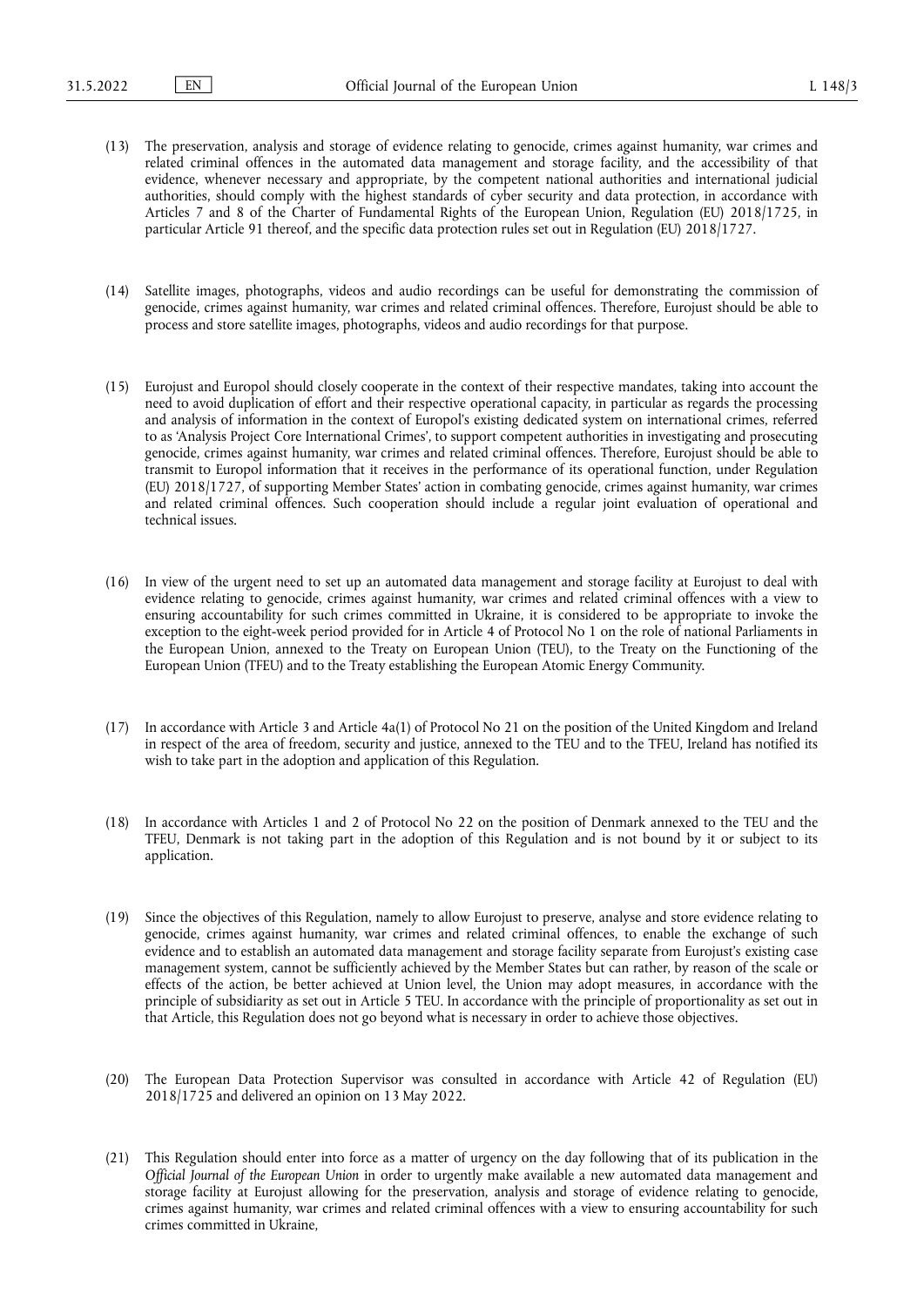(13) The preservation, analysis and storage of evidence relating to genocide, crimes against humanity, war crimes and related criminal offences in the automated data management and storage facility, and the accessibility of that evidence, whenever necessary and appropriate, by the competent national authorities and international judicial authorities, should comply with the highest standards of cyber security and data protection, in accordance with Articles 7 and 8 of the Charter of Fundamental Rights of the European Union, Regulation (EU) 2018/1725, in particular Article 91 thereof, and the specific data protection rules set out in Regulation (EU) 2018/1727.

(14) Satellite images, photographs, videos and audio recordings can be useful for demonstrating the commission of genocide, crimes against humanity, war crimes and related criminal offences. Therefore, Eurojust should be able to process and store satellite images, photographs, videos and audio recordings for that purpose.

(15) Eurojust and Europol should closely cooperate in the context of their respective mandates, taking into account the need to avoid duplication of effort and their respective operational capacity, in particular as regards the processing and analysis of information in the context of Europol's existing dedicated system on international crimes, referred to as 'Analysis Project Core International Crimes', to support competent authorities in investigating and prosecuting genocide, crimes against humanity, war crimes and related criminal offences. Therefore, Eurojust should be able to transmit to Europol information that it receives in the performance of its operational function, under Regulation (EU) 2018/1727, of supporting Member States' action in combating genocide, crimes against humanity, war crimes and related criminal offences. Such cooperation should include a regular joint evaluation of operational and technical issues.

(16) In view of the urgent need to set up an automated data management and storage facility at Eurojust to deal with evidence relating to genocide, crimes against humanity, war crimes and related criminal offences with a view to ensuring accountability for such crimes committed in Ukraine, it is considered to be appropriate to invoke the exception to the eight-week period provided for in Article 4 of Protocol No 1 on the role of national Parliaments in the European Union, annexed to the Treaty on European Union (TEU), to the Treaty on the Functioning of the European Union (TFEU) and to the Treaty establishing the European Atomic Energy Community.

(17) In accordance with Article 3 and Article 4a(1) of Protocol No 21 on the position of the United Kingdom and Ireland in respect of the area of freedom, security and justice, annexed to the TEU and to the TFEU, Ireland has notified its wish to take part in the adoption and application of this Regulation.

(18) In accordance with Articles 1 and 2 of Protocol No 22 on the position of Denmark annexed to the TEU and the TFEU, Denmark is not taking part in the adoption of this Regulation and is not bound by it or subject to its application.

(19) Since the objectives of this Regulation, namely to allow Eurojust to preserve, analyse and store evidence relating to genocide, crimes against humanity, war crimes and related criminal offences, to enable the exchange of such evidence and to establish an automated data management and storage facility separate from Eurojust's existing case management system, cannot be sufficiently achieved by the Member States but can rather, by reason of the scale or effects of the action, be better achieved at Union level, the Union may adopt measures, in accordance with the principle of subsidiarity as set out in Article 5 TEU. In accordance with the principle of proportionality as set out in that Article, this Regulation does not go beyond what is necessary in order to achieve those objectives.

(20) The European Data Protection Supervisor was consulted in accordance with Article 42 of Regulation (EU) 2018/1725 and delivered an opinion on 13 May 2022.

(21) This Regulation should enter into force as a matter of urgency on the day following that of its publication in the *Official Journal of the European Union* in order to urgently make available a new automated data management and storage facility at Eurojust allowing for the preservation, analysis and storage of evidence relating to genocide, crimes against humanity, war crimes and related criminal offences with a view to ensuring accountability for such crimes committed in Ukraine,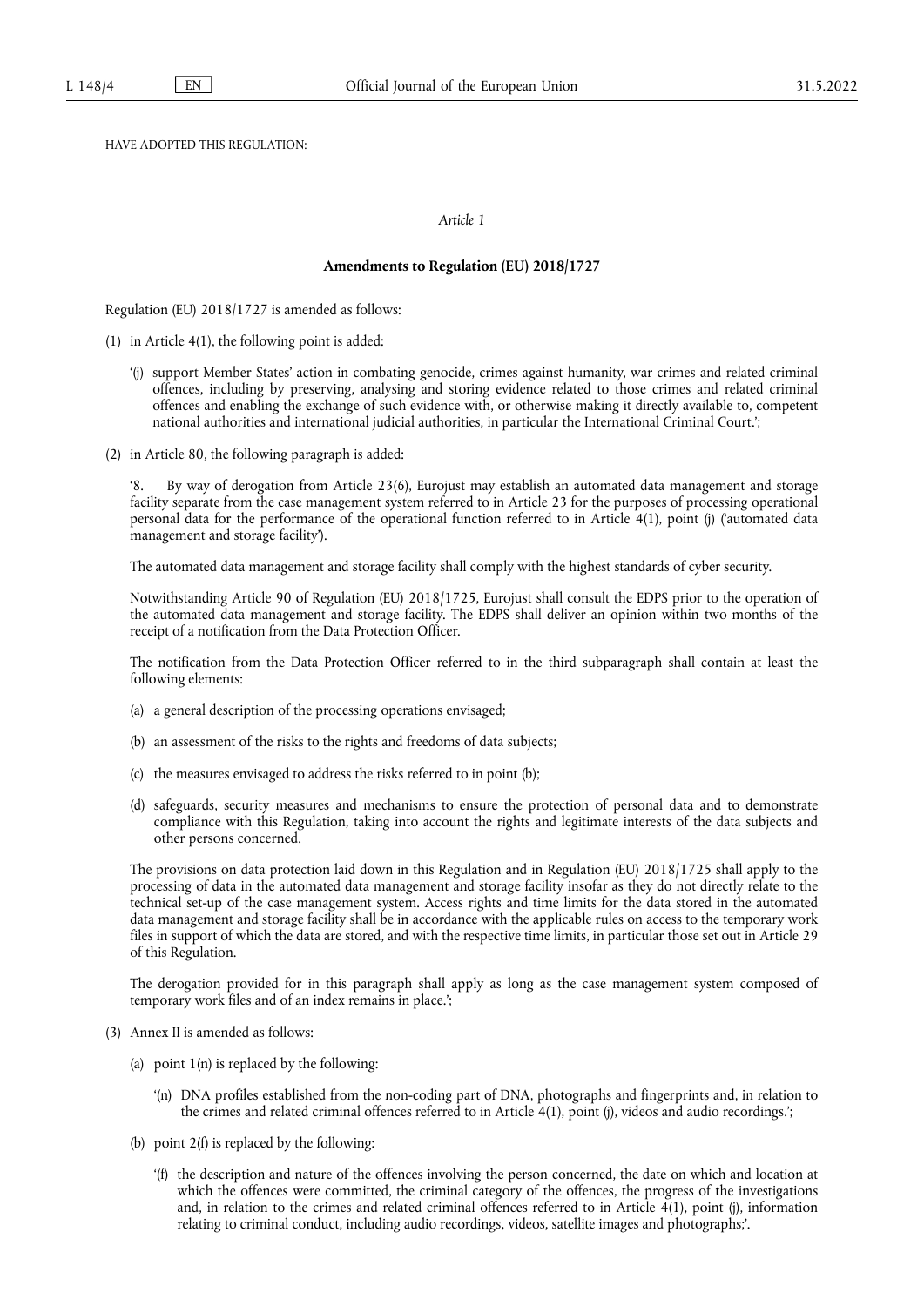HAVE ADOPTED THIS REGULATION:

*Article 1*

**Amendments to Regulation (EU) 2018/1727**

Regulation (EU) 2018/1727 is amended as follows:

(1) in Article 4(1), the following point is added:

‘(j) support Member States’ action in combating genocide, crimes against humanity, war crimes and related criminal offences, including by preserving, analysing and storing evidence related to those crimes and related criminal offences and enabling the exchange of such evidence with, or otherwise making it directly available to, competent national authorities and international judicial authorities, in particular the International Criminal Court.’;

(2) in Article 80, the following paragraph is added:

‘8. By way of derogation from Article 23(6), Eurojust may establish an automated data management and storage facility separate from the case management system referred to in Article 23 for the purposes of processing operational personal data for the performance of the operational function referred to in Article 4(1), point (j) (‘automated data management and storage facility’).

The automated data management and storage facility shall comply with the highest standards of cyber security.

Notwithstanding Article 90 of Regulation (EU) 2018/1725, Eurojust shall consult the EDPS prior to the operation of the automated data management and storage facility. The EDPS shall deliver an opinion within two months of the receipt of a notification from the Data Protection Officer.

The notification from the Data Protection Officer referred to in the third subparagraph shall contain at least the following elements:

(a) a general description of the processing operations envisaged;

(b) an assessment of the risks to the rights and freedoms of data subjects;

(c) the measures envisaged to address the risks referred to in point (b);

(d) safeguards, security measures and mechanisms to ensure the protection of personal data and to demonstrate compliance with this Regulation, taking into account the rights and legitimate interests of the data subjects and other persons concerned.

The provisions on data protection laid down in this Regulation and in Regulation (EU) 2018/1725 shall apply to the processing of data in the automated data management and storage facility insofar as they do not directly relate to the technical set-up of the case management system. Access rights and time limits for the data stored in the automated data management and storage facility shall be in accordance with the applicable rules on access to the temporary work files in support of which the data are stored, and with the respective time limits, in particular those set out in Article 29 of this Regulation.

The derogation provided for in this paragraph shall apply as long as the case management system composed of temporary work files and of an index remains in place.’;

(3) Annex II is amended as follows:

(a) point 1(n) is replaced by the following:

‘(n) DNA profiles established from the non-coding part of DNA, photographs and fingerprints and, in relation to the crimes and related criminal offences referred to in Article 4(1), point (j), videos and audio recordings.’;

(b) point 2(f) is replaced by the following:

‘(f) the description and nature of the offences involving the person concerned, the date on which and location at which the offences were committed, the criminal category of the offences, the progress of the investigations and, in relation to the crimes and related criminal offences referred to in Article 4(1), point (j), information relating to criminal conduct, including audio recordings, videos, satellite images and photographs;’.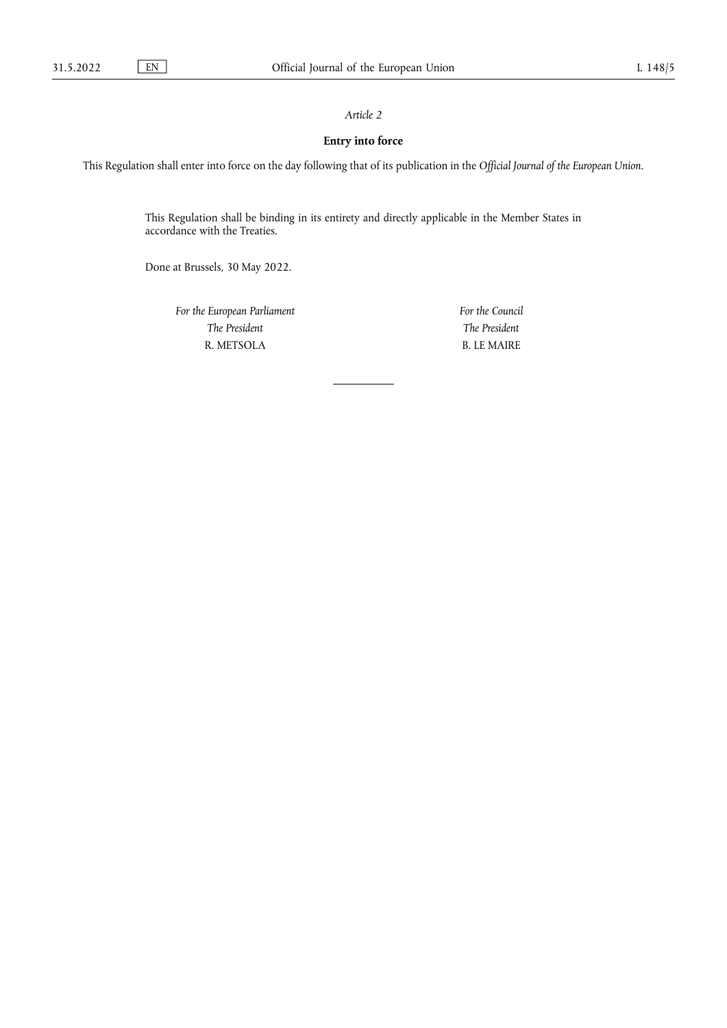*Article 2*

**Entry into force**

This Regulation shall enter into force on the day following that of its publication in the *Official Journal of the European Union*.

This Regulation shall be binding in its entirety and directly applicable in the Member States in accordance with the Treaties.

Done at Brussels, 30 May 2022.

*For the European Parliament*
*The President*
R. METSOLA

*For the Council*
*The President*
B. LE MAIRE